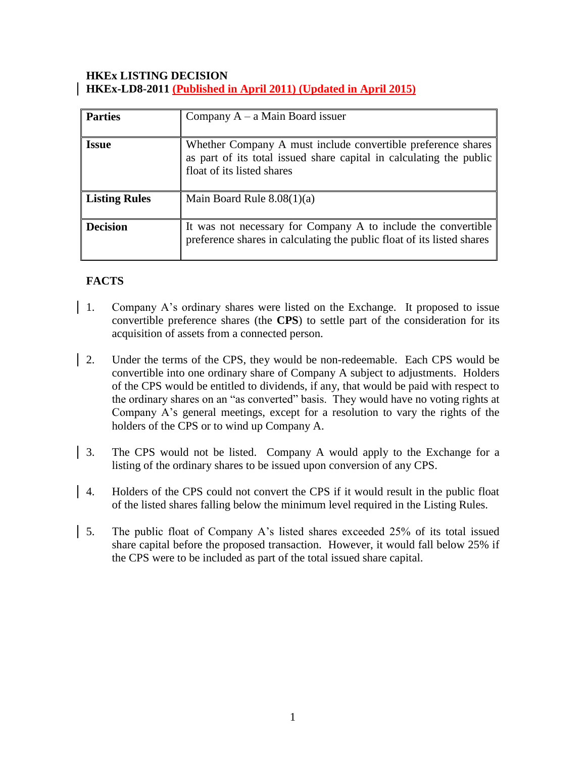**HKEx LISTING DECISION**
**HKEx-LD8-2011 (Published in April 2011) (Updated in April 2015)**

| | |
|---|---|
| **Parties** | Company A – a Main Board issuer |
| **Issue** | Whether Company A must include convertible preference shares as part of its total issued share capital in calculating the public float of its listed shares |
| **Listing Rules** | Main Board Rule 8.08(1)(a) |
| **Decision** | It was not necessary for Company A to include the convertible preference shares in calculating the public float of its listed shares |

**FACTS**

1. Company A's ordinary shares were listed on the Exchange. It proposed to issue convertible preference shares (the **CPS**) to settle part of the consideration for its acquisition of assets from a connected person.

2. Under the terms of the CPS, they would be non-redeemable. Each CPS would be convertible into one ordinary share of Company A subject to adjustments. Holders of the CPS would be entitled to dividends, if any, that would be paid with respect to the ordinary shares on an "as converted" basis. They would have no voting rights at Company A's general meetings, except for a resolution to vary the rights of the holders of the CPS or to wind up Company A.

3. The CPS would not be listed. Company A would apply to the Exchange for a listing of the ordinary shares to be issued upon conversion of any CPS.

4. Holders of the CPS could not convert the CPS if it would result in the public float of the listed shares falling below the minimum level required in the Listing Rules.

5. The public float of Company A's listed shares exceeded 25% of its total issued share capital before the proposed transaction. However, it would fall below 25% if the CPS were to be included as part of the total issued share capital.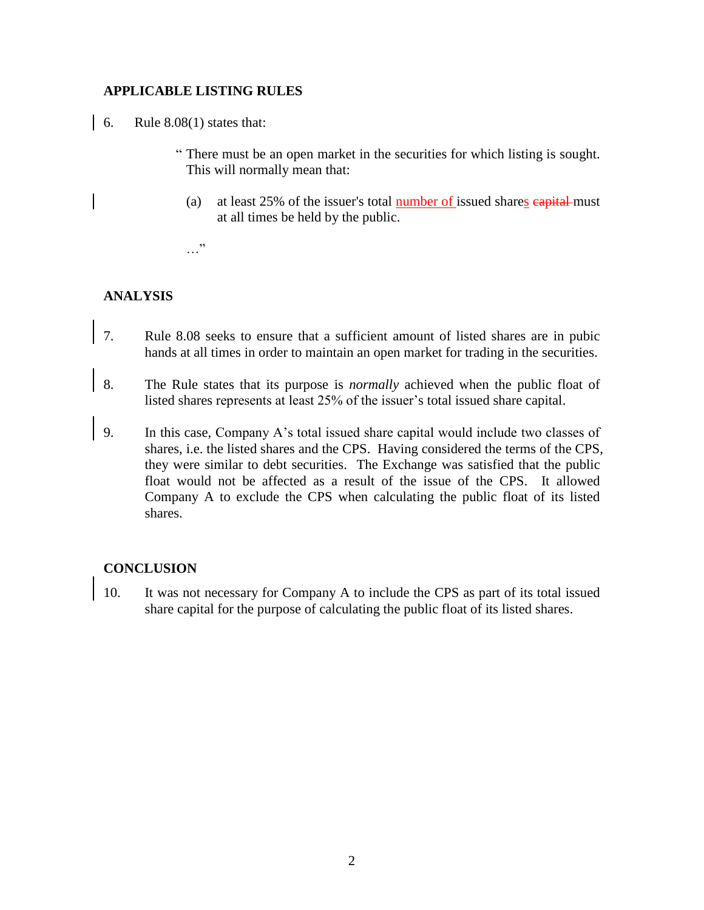**APPLICABLE LISTING RULES**

6. Rule 8.08(1) states that:

> " There must be an open market in the securities for which listing is sought. This will normally mean that:
>
> (a) at least 25% of the issuer's total number of issued shares ~~capital~~ must at all times be held by the public.
>
> …"

**ANALYSIS**

7. Rule 8.08 seeks to ensure that a sufficient amount of listed shares are in pubic hands at all times in order to maintain an open market for trading in the securities.

8. The Rule states that its purpose is *normally* achieved when the public float of listed shares represents at least 25% of the issuer's total issued share capital.

9. In this case, Company A's total issued share capital would include two classes of shares, i.e. the listed shares and the CPS. Having considered the terms of the CPS, they were similar to debt securities. The Exchange was satisfied that the public float would not be affected as a result of the issue of the CPS. It allowed Company A to exclude the CPS when calculating the public float of its listed shares.

**CONCLUSION**

10. It was not necessary for Company A to include the CPS as part of its total issued share capital for the purpose of calculating the public float of its listed shares.